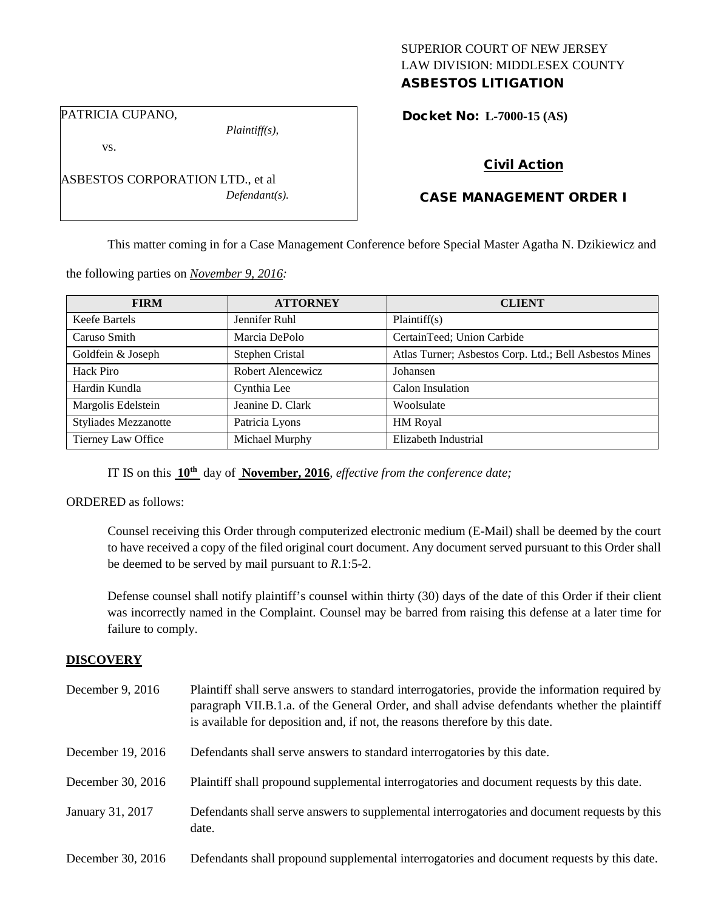SUPERIOR COURT OF NEW JERSEY
LAW DIVISION: MIDDLESEX COUNTY
**ASBESTOS LITIGATION**

PATRICIA CUPANO,
*Plaintiff(s),*
vs.
ASBESTOS CORPORATION LTD., et al
*Defendant(s).*

**Docket No: L-7000-15 (AS)**

**Civil Action**

**CASE MANAGEMENT ORDER I**

This matter coming in for a Case Management Conference before Special Master Agatha N. Dzikiewicz and the following parties on *November 9, 2016:*

| FIRM | ATTORNEY | CLIENT |
|---|---|---|
| Keefe Bartels | Jennifer Ruhl | Plaintiff(s) |
| Caruso Smith | Marcia DePolo | CertainTeed; Union Carbide |
| Goldfein & Joseph | Stephen Cristal | Atlas Turner; Asbestos Corp. Ltd.; Bell Asbestos Mines |
| Hack Piro | Robert Alencewicz | Johansen |
| Hardin Kundla | Cynthia Lee | Calon Insulation |
| Margolis Edelstein | Jeanine D. Clark | Woolsulate |
| Styliades Mezzanotte | Patricia Lyons | HM Royal |
| Tierney Law Office | Michael Murphy | Elizabeth Industrial |

IT IS on this **10th** day of **November, 2016**, *effective from the conference date;*

ORDERED as follows:

Counsel receiving this Order through computerized electronic medium (E-Mail) shall be deemed by the court to have received a copy of the filed original court document. Any document served pursuant to this Order shall be deemed to be served by mail pursuant to *R*.1:5-2.

Defense counsel shall notify plaintiff's counsel within thirty (30) days of the date of this Order if their client was incorrectly named in the Complaint. Counsel may be barred from raising this defense at a later time for failure to comply.

## DISCOVERY

| | |
|---|---|
| December 9, 2016 | Plaintiff shall serve answers to standard interrogatories, provide the information required by paragraph VII.B.1.a. of the General Order, and shall advise defendants whether the plaintiff is available for deposition and, if not, the reasons therefore by this date. |
| December 19, 2016 | Defendants shall serve answers to standard interrogatories by this date. |
| December 30, 2016 | Plaintiff shall propound supplemental interrogatories and document requests by this date. |
| January 31, 2017 | Defendants shall serve answers to supplemental interrogatories and document requests by this date. |
| December 30, 2016 | Defendants shall propound supplemental interrogatories and document requests by this date. |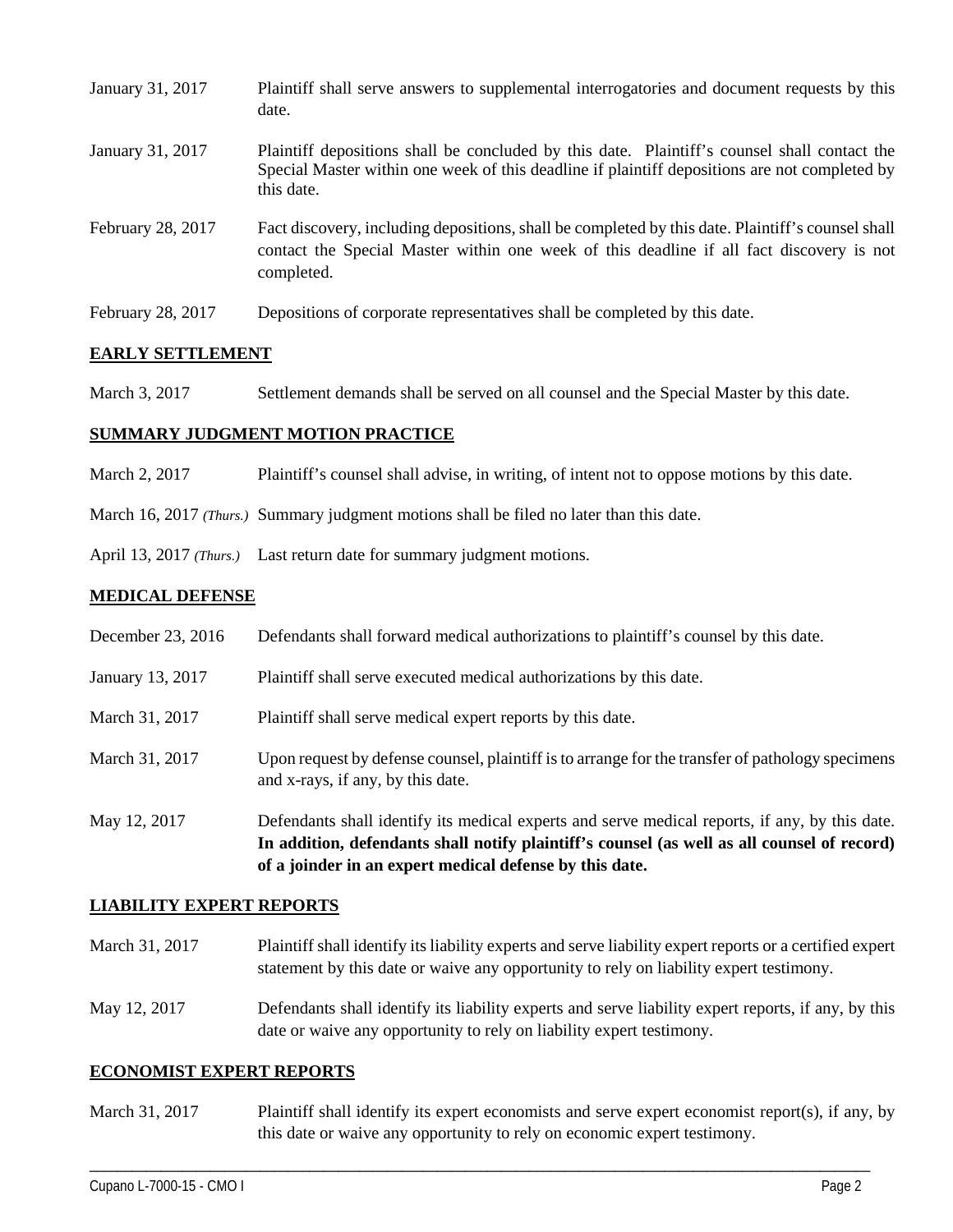| | |
|---|---|
| January 31, 2017 | Plaintiff shall serve answers to supplemental interrogatories and document requests by this date. |
| January 31, 2017 | Plaintiff depositions shall be concluded by this date. Plaintiff's counsel shall contact the Special Master within one week of this deadline if plaintiff depositions are not completed by this date. |
| February 28, 2017 | Fact discovery, including depositions, shall be completed by this date. Plaintiff's counsel shall contact the Special Master within one week of this deadline if all fact discovery is not completed. |
| February 28, 2017 | Depositions of corporate representatives shall be completed by this date. |

**EARLY SETTLEMENT**

| | |
|---|---|
| March 3, 2017 | Settlement demands shall be served on all counsel and the Special Master by this date. |

**SUMMARY JUDGMENT MOTION PRACTICE**

| | |
|---|---|
| March 2, 2017 | Plaintiff's counsel shall advise, in writing, of intent not to oppose motions by this date. |
| March 16, 2017 *(Thurs.)* | Summary judgment motions shall be filed no later than this date. |
| April 13, 2017 *(Thurs.)* | Last return date for summary judgment motions. |

**MEDICAL DEFENSE**

| | |
|---|---|
| December 23, 2016 | Defendants shall forward medical authorizations to plaintiff's counsel by this date. |
| January 13, 2017 | Plaintiff shall serve executed medical authorizations by this date. |
| March 31, 2017 | Plaintiff shall serve medical expert reports by this date. |
| March 31, 2017 | Upon request by defense counsel, plaintiff is to arrange for the transfer of pathology specimens and x-rays, if any, by this date. |
| May 12, 2017 | Defendants shall identify its medical experts and serve medical reports, if any, by this date. **In addition, defendants shall notify plaintiff's counsel (as well as all counsel of record) of a joinder in an expert medical defense by this date.** |

**LIABILITY EXPERT REPORTS**

| | |
|---|---|
| March 31, 2017 | Plaintiff shall identify its liability experts and serve liability expert reports or a certified expert statement by this date or waive any opportunity to rely on liability expert testimony. |
| May 12, 2017 | Defendants shall identify its liability experts and serve liability expert reports, if any, by this date or waive any opportunity to rely on liability expert testimony. |

**ECONOMIST EXPERT REPORTS**

| | |
|---|---|
| March 31, 2017 | Plaintiff shall identify its expert economists and serve expert economist report(s), if any, by this date or waive any opportunity to rely on economic expert testimony. |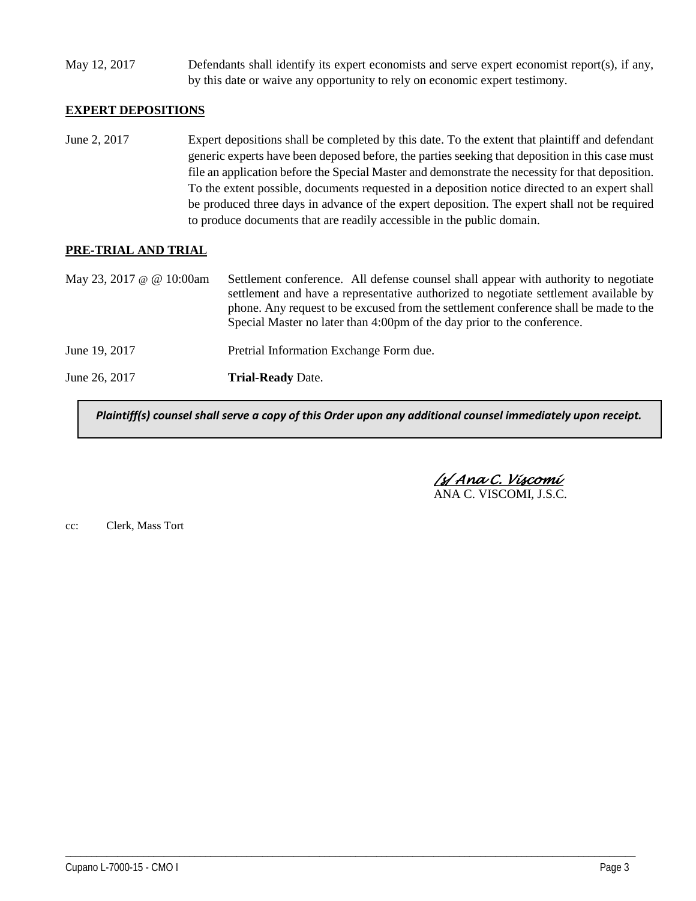| | |
|---|---|
| May 12, 2017 | Defendants shall identify its expert economists and serve expert economist report(s), if any, by this date or waive any opportunity to rely on economic expert testimony. |

**EXPERT DEPOSITIONS**

| | |
|---|---|
| June 2, 2017 | Expert depositions shall be completed by this date. To the extent that plaintiff and defendant generic experts have been deposed before, the parties seeking that deposition in this case must file an application before the Special Master and demonstrate the necessity for that deposition. To the extent possible, documents requested in a deposition notice directed to an expert shall be produced three days in advance of the expert deposition. The expert shall not be required to produce documents that are readily accessible in the public domain. |

**PRE-TRIAL AND TRIAL**

| | |
|---|---|
| May 23, 2017 @ @ 10:00am | Settlement conference. All defense counsel shall appear with authority to negotiate settlement and have a representative authorized to negotiate settlement available by phone. Any request to be excused from the settlement conference shall be made to the Special Master no later than 4:00pm of the day prior to the conference. |
| June 19, 2017 | Pretrial Information Exchange Form due. |
| June 26, 2017 | **Trial-Ready** Date. |

***Plaintiff(s) counsel shall serve a copy of this Order upon any additional counsel immediately upon receipt.***

/s/ Ana C. Viscomi
ANA C. VISCOMI, J.S.C.

cc: Clerk, Mass Tort

Cupano L-7000-15 - CMO I